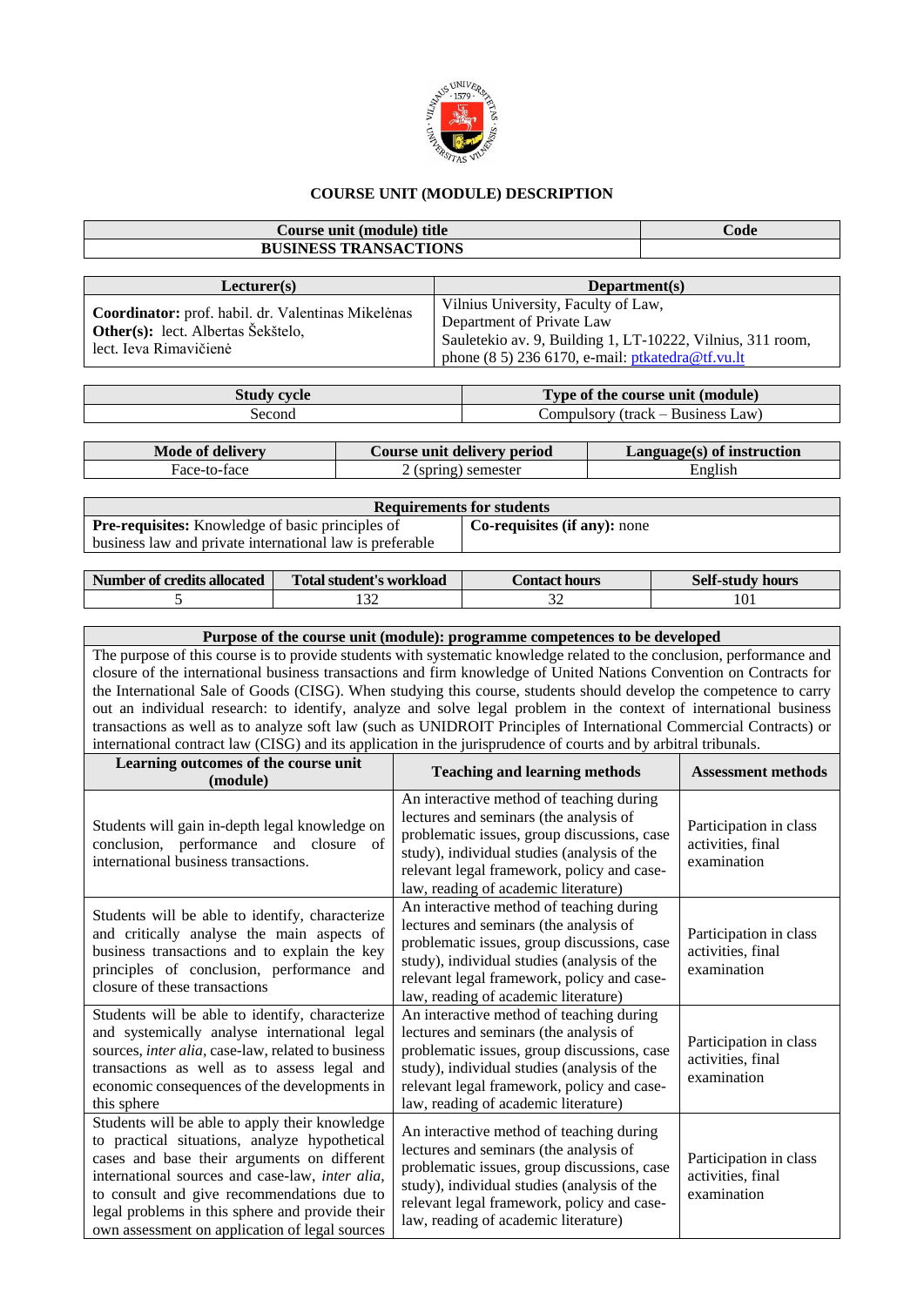# COURSE UNIT (MODULE) DESCRIPTION

| Course unit (module) title | Code |
|---|---|
| BUSINESS TRANSACTIONS | |

| Lecturer(s) | Department(s) |
|---|---|
| **Coordinator:** prof. habil. dr. Valentinas Mikelėnas<br>**Other(s):** lect. Albertas Šekštelo, lect. Ieva Rimavičienė | Vilnius University, Faculty of Law, Department of Private Law<br>Sauletekio av. 9, Building 1, LT-10222, Vilnius, 311 room, phone (8 5) 236 6170, e-mail: ptkatedra@tf.vu.lt |

| Study cycle | Type of the course unit (module) |
|---|---|
| Second | Compulsory (track – Business Law) |

| Mode of delivery | Course unit delivery period | Language(s) of instruction |
|---|---|---|
| Face-to-face | 2 (spring) semester | English |

| Requirements for students | |
|---|---|
| **Pre-requisites:** Knowledge of basic principles of business law and private international law is preferable | **Co-requisites (if any):** none |

| Number of credits allocated | Total student's workload | Contact hours | Self-study hours |
|---|---|---|---|
| 5 | 132 | 32 | 101 |

| Purpose of the course unit (module): programme competences to be developed | | |
|---|---|---|
| The purpose of this course is to provide students with systematic knowledge related to the conclusion, performance and closure of the international business transactions and firm knowledge of United Nations Convention on Contracts for the International Sale of Goods (CISG). When studying this course, students should develop the competence to carry out an individual research: to identify, analyze and solve legal problem in the context of international business transactions as well as to analyze soft law (such as UNIDROIT Principles of International Commercial Contracts) or international contract law (CISG) and its application in the jurisprudence of courts and by arbitral tribunals. | | |
| **Learning outcomes of the course unit (module)** | **Teaching and learning methods** | **Assessment methods** |
| Students will gain in-depth legal knowledge on conclusion, performance and closure of international business transactions. | An interactive method of teaching during lectures and seminars (the analysis of problematic issues, group discussions, case study), individual studies (analysis of the relevant legal framework, policy and case-law, reading of academic literature) | Participation in class activities, final examination |
| Students will be able to identify, characterize and critically analyse the main aspects of business transactions and to explain the key principles of conclusion, performance and closure of these transactions | An interactive method of teaching during lectures and seminars (the analysis of problematic issues, group discussions, case study), individual studies (analysis of the relevant legal framework, policy and case-law, reading of academic literature) | Participation in class activities, final examination |
| Students will be able to identify, characterize and systemically analyse international legal sources, *inter alia*, case-law, related to business transactions as well as to assess legal and economic consequences of the developments in this sphere | An interactive method of teaching during lectures and seminars (the analysis of problematic issues, group discussions, case study), individual studies (analysis of the relevant legal framework, policy and case-law, reading of academic literature) | Participation in class activities, final examination |
| Students will be able to apply their knowledge to practical situations, analyze hypothetical cases and base their arguments on different international sources and case-law, *inter alia*, to consult and give recommendations due to legal problems in this sphere and provide their own assessment on application of legal sources | An interactive method of teaching during lectures and seminars (the analysis of problematic issues, group discussions, case study), individual studies (analysis of the relevant legal framework, policy and case-law, reading of academic literature) | Participation in class activities, final examination |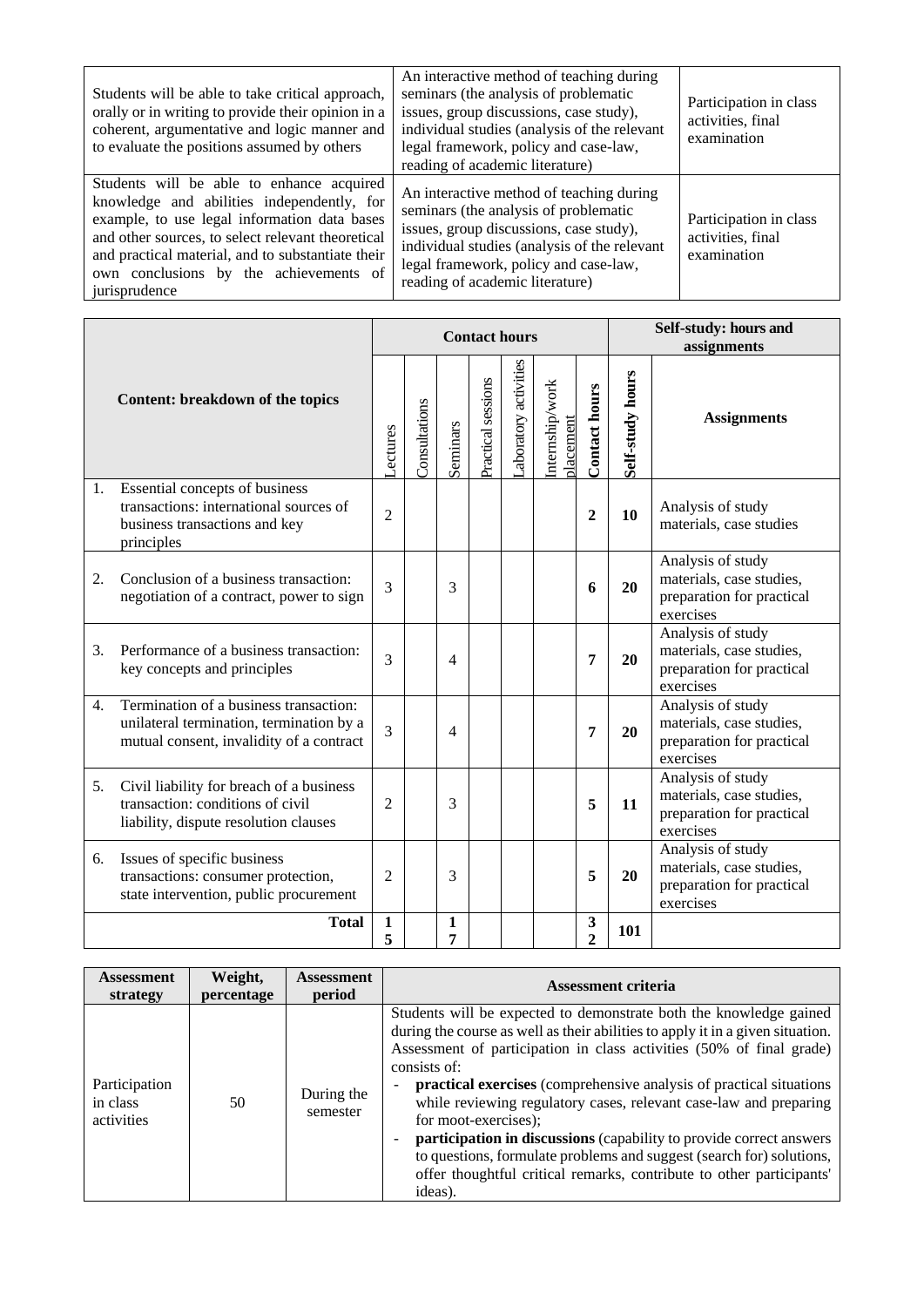| Students will be able to take critical approach, orally or in writing to provide their opinion in a coherent, argumentative and logic manner and to evaluate the positions assumed by others | An interactive method of teaching during seminars (the analysis of problematic issues, group discussions, case study), individual studies (analysis of the relevant legal framework, policy and case-law, reading of academic literature) | Participation in class activities, final examination |
|---|---|---|
| Students will be able to enhance acquired knowledge and abilities independently, for example, to use legal information data bases and other sources, to select relevant theoretical and practical material, and to substantiate their own conclusions by the achievements of jurisprudence | An interactive method of teaching during seminars (the analysis of problematic issues, group discussions, case study), individual studies (analysis of the relevant legal framework, policy and case-law, reading of academic literature) | Participation in class activities, final examination |

| **Content: breakdown of the topics** | **Contact hours** | | | | | | | **Self-study: hours and assignments** | |
|---|---|---|---|---|---|---|---|---|---|
| | Lectures | Consultations | Seminars | Practical sessions | Laboratory activities | Internship/work placement | **Contact hours** | **Self-study hours** | **Assignments** |
| 1. Essential concepts of business transactions: international sources of business transactions and key principles | 2 | | | | | | **2** | **10** | Analysis of study materials, case studies |
| 2. Conclusion of a business transaction: negotiation of a contract, power to sign | 3 | | 3 | | | | **6** | **20** | Analysis of study materials, case studies, preparation for practical exercises |
| 3. Performance of a business transaction: key concepts and principles | 3 | | 4 | | | | **7** | **20** | Analysis of study materials, case studies, preparation for practical exercises |
| 4. Termination of a business transaction: unilateral termination, termination by a mutual consent, invalidity of a contract | 3 | | 4 | | | | **7** | **20** | Analysis of study materials, case studies, preparation for practical exercises |
| 5. Civil liability for breach of a business transaction: conditions of civil liability, dispute resolution clauses | 2 | | 3 | | | | **5** | **11** | Analysis of study materials, case studies, preparation for practical exercises |
| 6. Issues of specific business transactions: consumer protection, state intervention, public procurement | 2 | | 3 | | | | **5** | **20** | Analysis of study materials, case studies, preparation for practical exercises |
| **Total** | **15** | | **17** | | | | **32** | **101** | |

| **Assessment strategy** | **Weight, percentage** | **Assessment period** | **Assessment criteria** |
|---|---|---|---|
| Participation in class activities | 50 | During the semester | Students will be expected to demonstrate both the knowledge gained during the course as well as their abilities to apply it in a given situation. Assessment of participation in class activities (50% of final grade) consists of:<br>- **practical exercises** (comprehensive analysis of practical situations while reviewing regulatory cases, relevant case-law and preparing for moot-exercises);<br>- **participation in discussions** (capability to provide correct answers to questions, formulate problems and suggest (search for) solutions, offer thoughtful critical remarks, contribute to other participants' ideas). |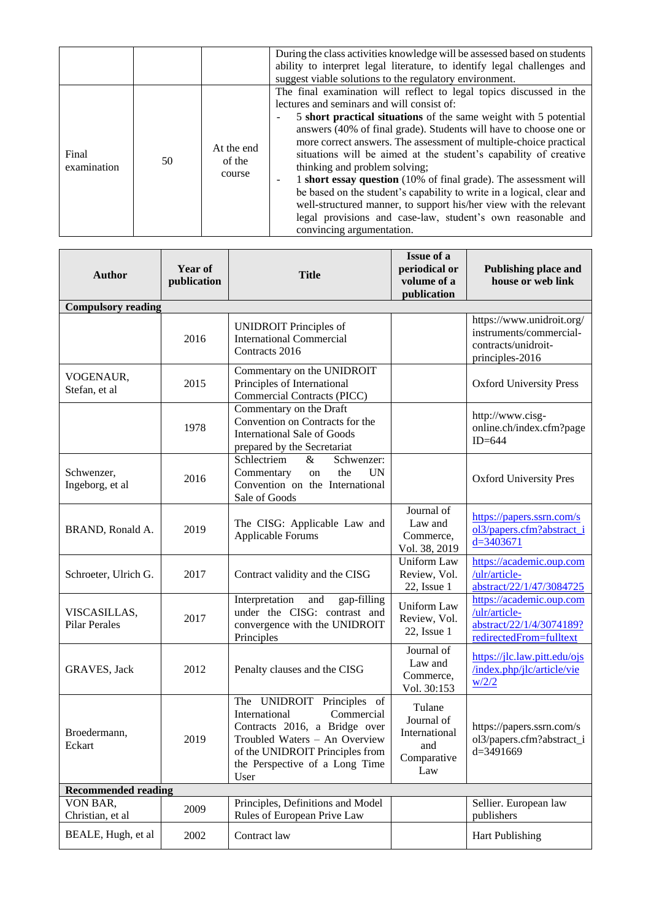| | | | |
|---|---|---|---|
| | | | During the class activities knowledge will be assessed based on students ability to interpret legal literature, to identify legal challenges and suggest viable solutions to the regulatory environment. |
| Final examination | 50 | At the end of the course | The final examination will reflect to legal topics discussed in the lectures and seminars and will consist of:<br>- 5 **short practical situations** of the same weight with 5 potential answers (40% of final grade). Students will have to choose one or more correct answers. The assessment of multiple-choice practical situations will be aimed at the student's capability of creative thinking and problem solving;<br>- 1 **short essay question** (10% of final grade). The assessment will be based on the student's capability to write in a logical, clear and well-structured manner, to support his/her view with the relevant legal provisions and case-law, student's own reasonable and convincing argumentation. |

| Author | Year of publication | Title | Issue of a periodical or volume of a publication | Publishing place and house or web link |
|---|---|---|---|---|
| **Compulsory reading** | | | | |
| | 2016 | UNIDROIT Principles of International Commercial Contracts 2016 | | https://www.unidroit.org/instruments/commercial-contracts/unidroit-principles-2016 |
| VOGENAUR, Stefan, et al | 2015 | Commentary on the UNIDROIT Principles of International Commercial Contracts (PICC) | | Oxford University Press |
| | 1978 | Commentary on the Draft Convention on Contracts for the International Sale of Goods prepared by the Secretariat | | http://www.cisg-online.ch/index.cfm?pageID=644 |
| Schwenzer, Ingeborg, et al | 2016 | Schlectriem & Schwenzer: Commentary on the UN Convention on the International Sale of Goods | | Oxford University Pres |
| BRAND, Ronald A. | 2019 | The CISG: Applicable Law and Applicable Forums | Journal of Law and Commerce, Vol. 38, 2019 | https://papers.ssrn.com/sol3/papers.cfm?abstract_id=3403671 |
| Schroeter, Ulrich G. | 2017 | Contract validity and the CISG | Uniform Law Review, Vol. 22, Issue 1 | https://academic.oup.com/ulr/article-abstract/22/1/47/3084725 |
| VISCASILLAS, Pilar Perales | 2017 | Interpretation and gap-filling under the CISG: contrast and convergence with the UNIDROIT Principles | Uniform Law Review, Vol. 22, Issue 1 | https://academic.oup.com/ulr/article-abstract/22/1/4/3074189?redirectedFrom=fulltext |
| GRAVES, Jack | 2012 | Penalty clauses and the CISG | Journal of Law and Commerce, Vol. 30:153 | https://jlc.law.pitt.edu/ojs/index.php/jlc/article/view/2/2 |
| Broedermann, Eckart | 2019 | The UNIDROIT Principles of International Commercial Contracts 2016, a Bridge over Troubled Waters – An Overview of the UNIDROIT Principles from the Perspective of a Long Time User | Tulane Journal of International and Comparative Law | https://papers.ssrn.com/sol3/papers.cfm?abstract_id=3491669 |
| **Recommended reading** | | | | |
| VON BAR, Christian, et al | 2009 | Principles, Definitions and Model Rules of European Prive Law | | Sellier. European law publishers |
| BEALE, Hugh, et al | 2002 | Contract law | | Hart Publishing |